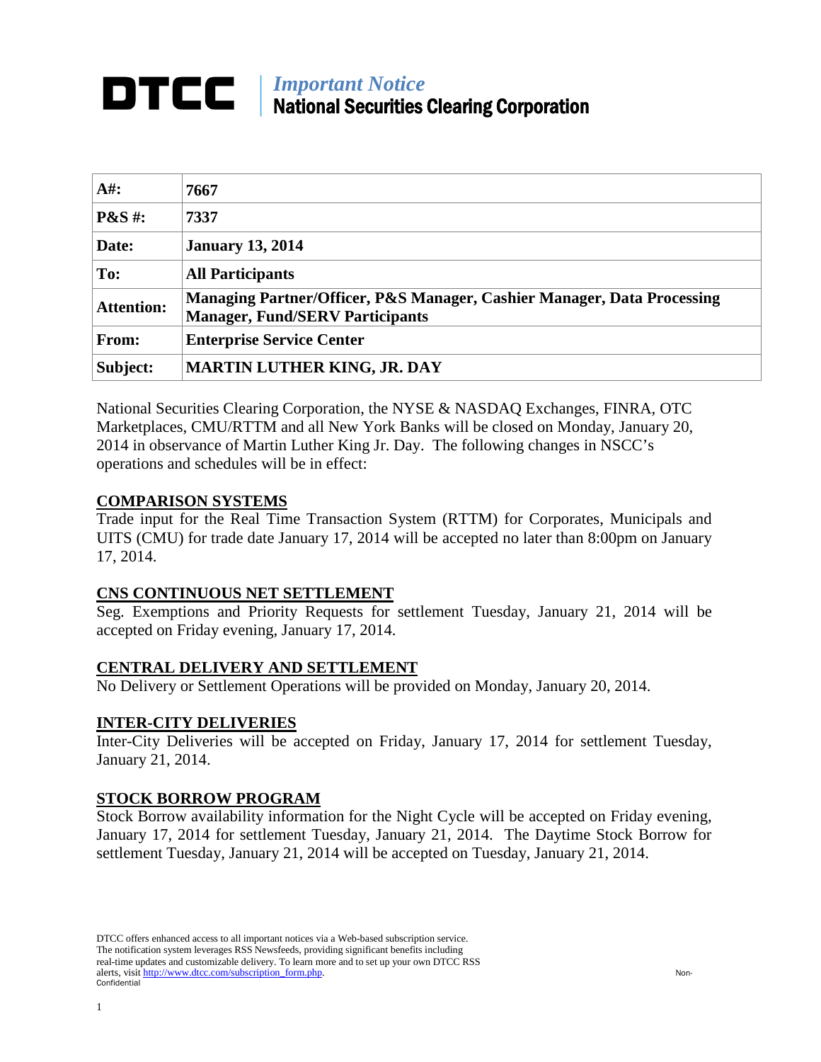# DTCC | *Important Notice* National Securities Clearing Corporation

| | |
|---|---|
| **A#:** | **7667** |
| **P&S #:** | **7337** |
| **Date:** | **January 13, 2014** |
| **To:** | **All Participants** |
| **Attention:** | **Managing Partner/Officer, P&S Manager, Cashier Manager, Data Processing Manager, Fund/SERV Participants** |
| **From:** | **Enterprise Service Center** |
| **Subject:** | **MARTIN LUTHER KING, JR. DAY** |

National Securities Clearing Corporation, the NYSE & NASDAQ Exchanges, FINRA, OTC Marketplaces, CMU/RTTM and all New York Banks will be closed on Monday, January 20, 2014 in observance of Martin Luther King Jr. Day. The following changes in NSCC's operations and schedules will be in effect:

## COMPARISON SYSTEMS

Trade input for the Real Time Transaction System (RTTM) for Corporates, Municipals and UITS (CMU) for trade date January 17, 2014 will be accepted no later than 8:00pm on January 17, 2014.

## CNS CONTINUOUS NET SETTLEMENT

Seg. Exemptions and Priority Requests for settlement Tuesday, January 21, 2014 will be accepted on Friday evening, January 17, 2014.

## CENTRAL DELIVERY AND SETTLEMENT

No Delivery or Settlement Operations will be provided on Monday, January 20, 2014.

## INTER-CITY DELIVERIES

Inter-City Deliveries will be accepted on Friday, January 17, 2014 for settlement Tuesday, January 21, 2014.

## STOCK BORROW PROGRAM

Stock Borrow availability information for the Night Cycle will be accepted on Friday evening, January 17, 2014 for settlement Tuesday, January 21, 2014. The Daytime Stock Borrow for settlement Tuesday, January 21, 2014 will be accepted on Tuesday, January 21, 2014.

DTCC offers enhanced access to all important notices via a Web-based subscription service. The notification system leverages RSS Newsfeeds, providing significant benefits including real-time updates and customizable delivery. To learn more and to set up your own DTCC RSS alerts, visit http://www.dtcc.com/subscription_form.php.

Non-Confidential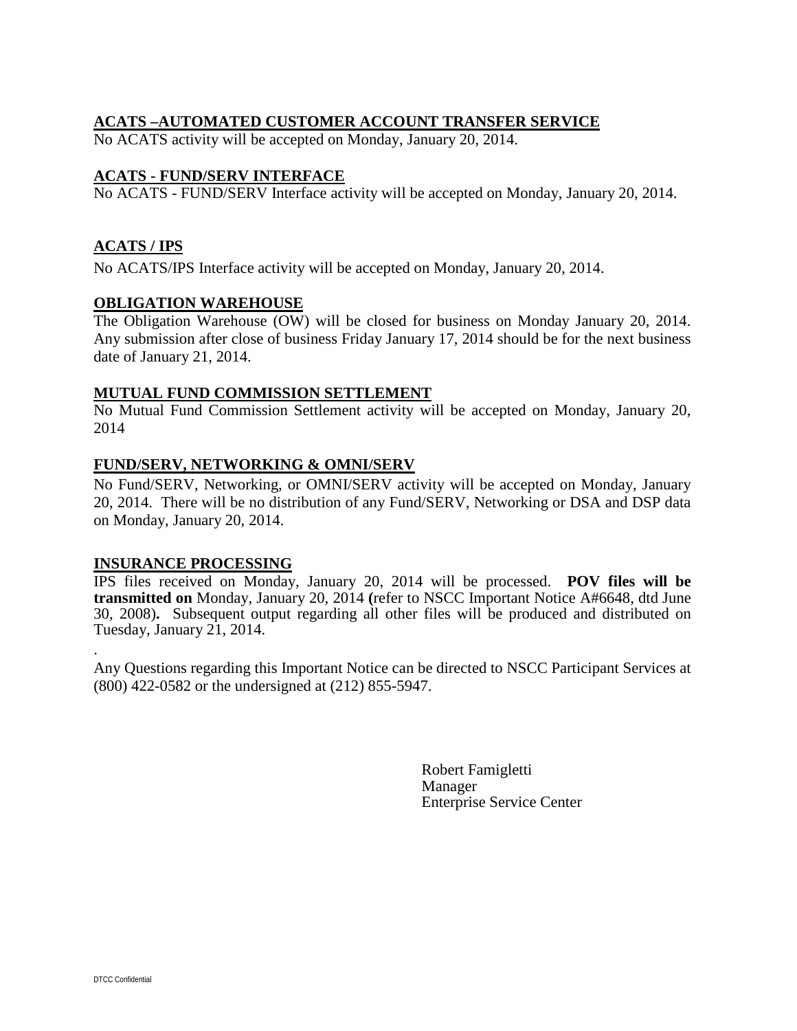## ACATS –AUTOMATED CUSTOMER ACCOUNT TRANSFER SERVICE

No ACATS activity will be accepted on Monday, January 20, 2014.

## ACATS - FUND/SERV INTERFACE

No ACATS - FUND/SERV Interface activity will be accepted on Monday, January 20, 2014.

## ACATS / IPS

No ACATS/IPS Interface activity will be accepted on Monday, January 20, 2014.

## OBLIGATION WAREHOUSE

The Obligation Warehouse (OW) will be closed for business on Monday January 20, 2014. Any submission after close of business Friday January 17, 2014 should be for the next business date of January 21, 2014.

## MUTUAL FUND COMMISSION SETTLEMENT

No Mutual Fund Commission Settlement activity will be accepted on Monday, January 20, 2014

## FUND/SERV, NETWORKING & OMNI/SERV

No Fund/SERV, Networking, or OMNI/SERV activity will be accepted on Monday, January 20, 2014. There will be no distribution of any Fund/SERV, Networking or DSA and DSP data on Monday, January 20, 2014.

## INSURANCE PROCESSING

IPS files received on Monday, January 20, 2014 will be processed. **POV files will be transmitted on** Monday, January 20, 2014 **(**refer to NSCC Important Notice A#6648, dtd June 30, 2008)**.** Subsequent output regarding all other files will be produced and distributed on Tuesday, January 21, 2014.

.

Any Questions regarding this Important Notice can be directed to NSCC Participant Services at (800) 422-0582 or the undersigned at (212) 855-5947.

Robert Famigletti
Manager
Enterprise Service Center